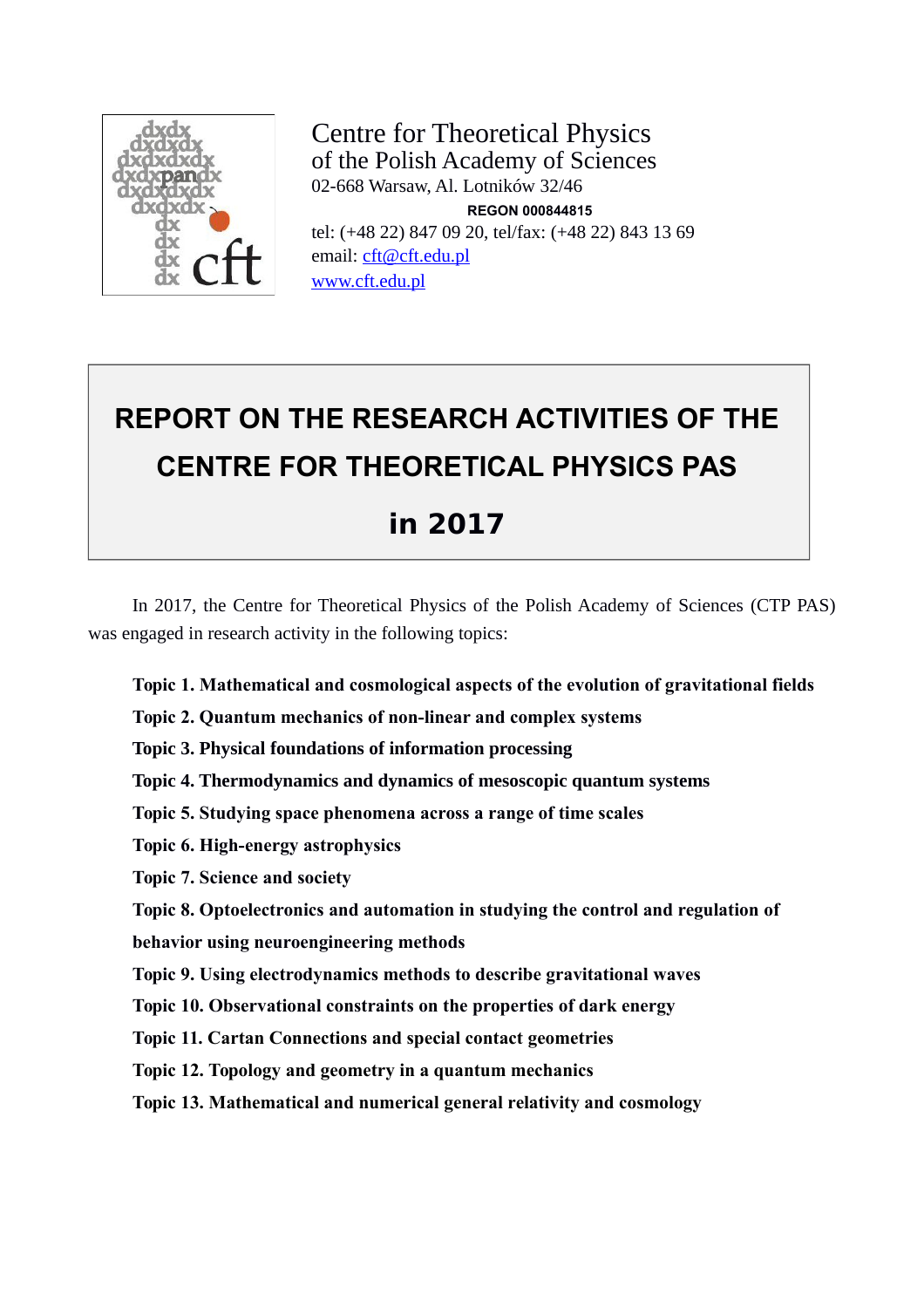Centre for Theoretical Physics
of the Polish Academy of Sciences
02-668 Warsaw, Al. Lotników 32/46

**REGON 000844815**

tel: (+48 22) 847 09 20, tel/fax: (+48 22) 843 13 69
email: cft@cft.edu.pl
www.cft.edu.pl

# REPORT ON THE RESEARCH ACTIVITIES OF THE CENTRE FOR THEORETICAL PHYSICS PAS in 2017

In 2017, the Centre for Theoretical Physics of the Polish Academy of Sciences (CTP PAS) was engaged in research activity in the following topics:

**Topic 1. Mathematical and cosmological aspects of the evolution of gravitational fields**

**Topic 2. Quantum mechanics of non-linear and complex systems**

**Topic 3. Physical foundations of information processing**

**Topic 4. Thermodynamics and dynamics of mesoscopic quantum systems**

**Topic 5. Studying space phenomena across a range of time scales**

**Topic 6. High-energy astrophysics**

**Topic 7. Science and society**

**Topic 8. Optoelectronics and automation in studying the control and regulation of behavior using neuroengineering methods**

**Topic 9. Using electrodynamics methods to describe gravitational waves**

**Topic 10. Observational constraints on the properties of dark energy**

**Topic 11. Cartan Connections and special contact geometries**

**Topic 12. Topology and geometry in a quantum mechanics**

**Topic 13. Mathematical and numerical general relativity and cosmology**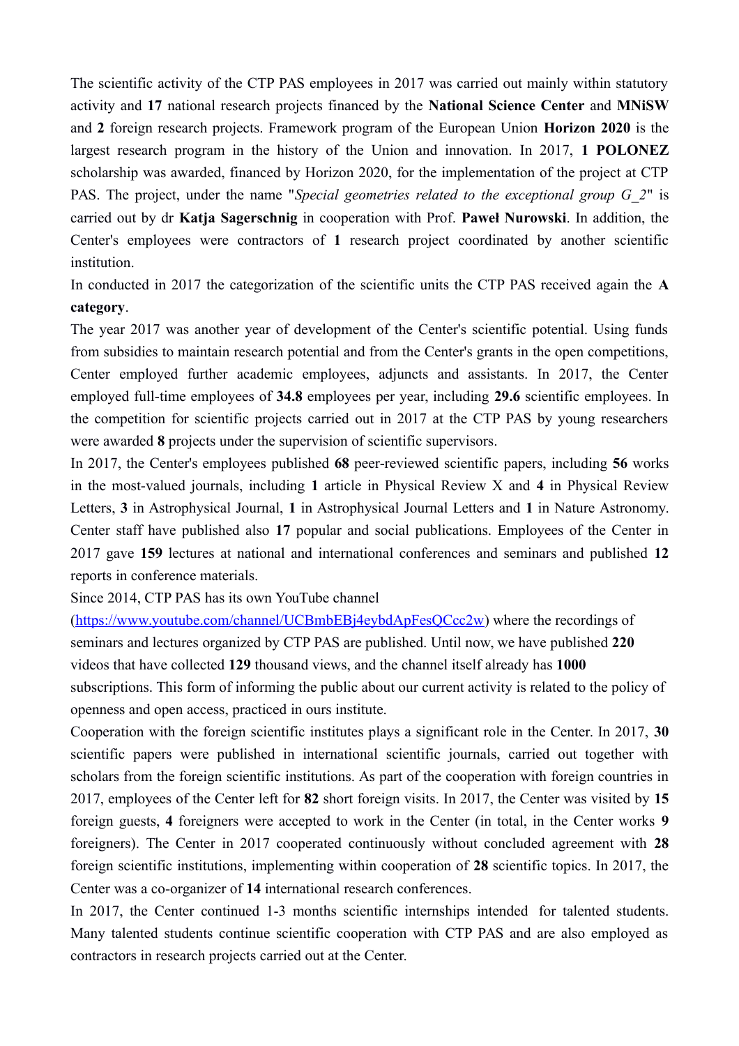The scientific activity of the CTP PAS employees in 2017 was carried out mainly within statutory activity and **17** national research projects financed by the **National Science Center** and **MNiSW** and **2** foreign research projects. Framework program of the European Union **Horizon 2020** is the largest research program in the history of the Union and innovation. In 2017, **1 POLONEZ** scholarship was awarded, financed by Horizon 2020, for the implementation of the project at CTP PAS. The project, under the name "*Special geometries related to the exceptional group G_2*" is carried out by dr **Katja Sagerschnig** in cooperation with Prof. **Paweł Nurowski**. In addition, the Center's employees were contractors of **1** research project coordinated by another scientific institution.

In conducted in 2017 the categorization of the scientific units the CTP PAS received again the **A category**.

The year 2017 was another year of development of the Center's scientific potential. Using funds from subsidies to maintain research potential and from the Center's grants in the open competitions, Center employed further academic employees, adjuncts and assistants. In 2017, the Center employed full-time employees of **34.8** employees per year, including **29.6** scientific employees. In the competition for scientific projects carried out in 2017 at the CTP PAS by young researchers were awarded **8** projects under the supervision of scientific supervisors.

In 2017, the Center's employees published **68** peer-reviewed scientific papers, including **56** works in the most-valued journals, including **1** article in Physical Review X and **4** in Physical Review Letters, **3** in Astrophysical Journal, **1** in Astrophysical Journal Letters and **1** in Nature Astronomy. Center staff have published also **17** popular and social publications. Employees of the Center in 2017 gave **159** lectures at national and international conferences and seminars and published **12** reports in conference materials.

Since 2014, CTP PAS has its own YouTube channel (https://www.youtube.com/channel/UCBmbEBj4eybdApFesQCcc2w) where the recordings of seminars and lectures organized by CTP PAS are published. Until now, we have published **220** videos that have collected **129** thousand views, and the channel itself already has **1000** subscriptions. This form of informing the public about our current activity is related to the policy of openness and open access, practiced in ours institute.

Cooperation with the foreign scientific institutes plays a significant role in the Center. In 2017, **30** scientific papers were published in international scientific journals, carried out together with scholars from the foreign scientific institutions. As part of the cooperation with foreign countries in 2017, employees of the Center left for **82** short foreign visits. In 2017, the Center was visited by **15** foreign guests, **4** foreigners were accepted to work in the Center (in total, in the Center works **9** foreigners). The Center in 2017 cooperated continuously without concluded agreement with **28** foreign scientific institutions, implementing within cooperation of **28** scientific topics. In 2017, the Center was a co-organizer of **14** international research conferences.

In 2017, the Center continued 1-3 months scientific internships intended for talented students. Many talented students continue scientific cooperation with CTP PAS and are also employed as contractors in research projects carried out at the Center.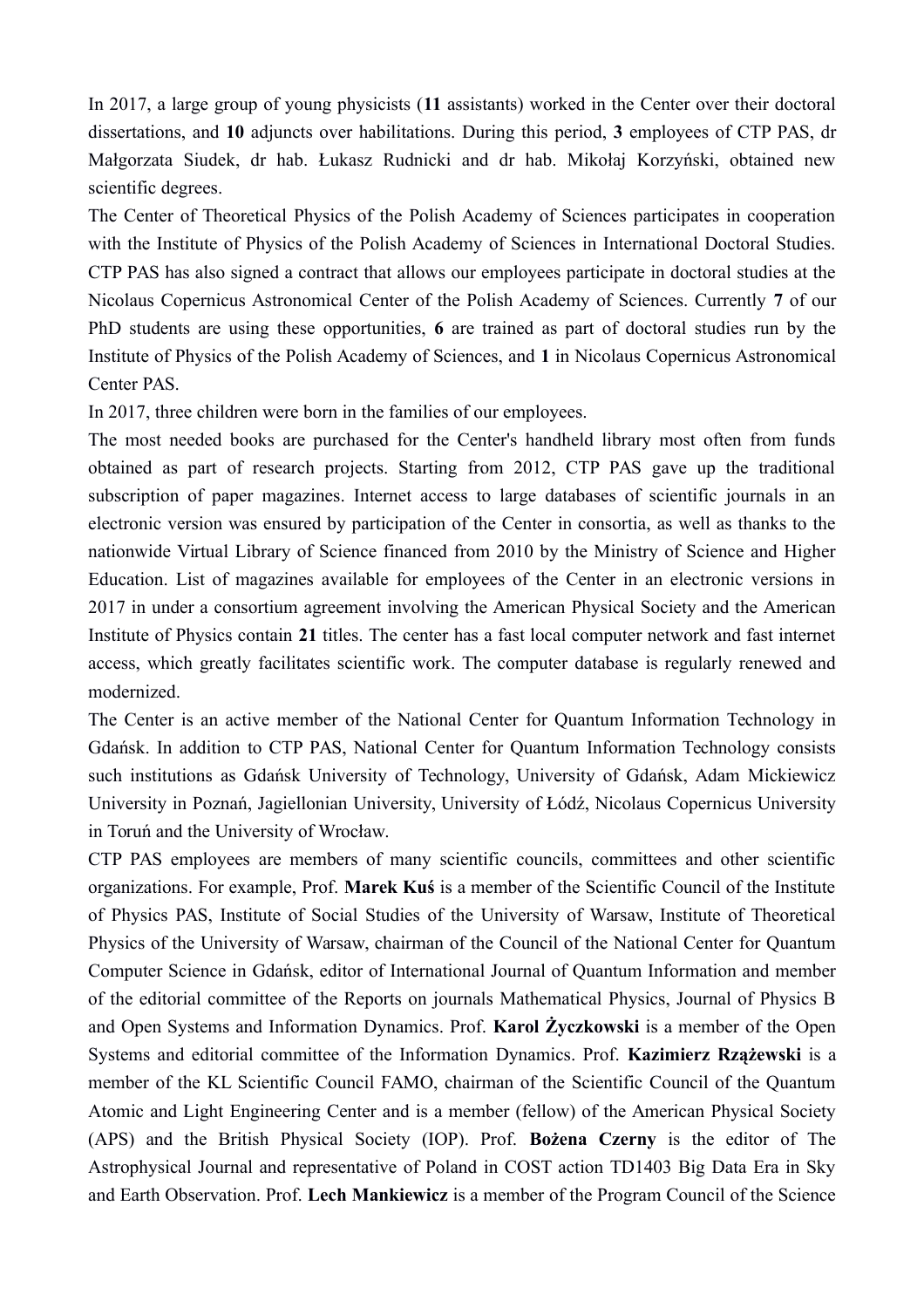In 2017, a large group of young physicists (**11** assistants) worked in the Center over their doctoral dissertations, and **10** adjuncts over habilitations. During this period, **3** employees of CTP PAS, dr Małgorzata Siudek, dr hab. Łukasz Rudnicki and dr hab. Mikołaj Korzyński, obtained new scientific degrees.

The Center of Theoretical Physics of the Polish Academy of Sciences participates in cooperation with the Institute of Physics of the Polish Academy of Sciences in International Doctoral Studies. CTP PAS has also signed a contract that allows our employees participate in doctoral studies at the Nicolaus Copernicus Astronomical Center of the Polish Academy of Sciences. Currently **7** of our PhD students are using these opportunities, **6** are trained as part of doctoral studies run by the Institute of Physics of the Polish Academy of Sciences, and **1** in Nicolaus Copernicus Astronomical Center PAS.

In 2017, three children were born in the families of our employees.

The most needed books are purchased for the Center's handheld library most often from funds obtained as part of research projects. Starting from 2012, CTP PAS gave up the traditional subscription of paper magazines. Internet access to large databases of scientific journals in an electronic version was ensured by participation of the Center in consortia, as well as thanks to the nationwide Virtual Library of Science financed from 2010 by the Ministry of Science and Higher Education. List of magazines available for employees of the Center in an electronic versions in 2017 in under a consortium agreement involving the American Physical Society and the American Institute of Physics contain **21** titles. The center has a fast local computer network and fast internet access, which greatly facilitates scientific work. The computer database is regularly renewed and modernized.

The Center is an active member of the National Center for Quantum Information Technology in Gdańsk. In addition to CTP PAS, National Center for Quantum Information Technology consists such institutions as Gdańsk University of Technology, University of Gdańsk, Adam Mickiewicz University in Poznań, Jagiellonian University, University of Łódź, Nicolaus Copernicus University in Toruń and the University of Wrocław.

CTP PAS employees are members of many scientific councils, committees and other scientific organizations. For example, Prof. **Marek Kuś** is a member of the Scientific Council of the Institute of Physics PAS, Institute of Social Studies of the University of Warsaw, Institute of Theoretical Physics of the University of Warsaw, chairman of the Council of the National Center for Quantum Computer Science in Gdańsk, editor of International Journal of Quantum Information and member of the editorial committee of the Reports on journals Mathematical Physics, Journal of Physics B and Open Systems and Information Dynamics. Prof. **Karol Życzkowski** is a member of the Open Systems and editorial committee of the Information Dynamics. Prof. **Kazimierz Rzążewski** is a member of the KL Scientific Council FAMO, chairman of the Scientific Council of the Quantum Atomic and Light Engineering Center and is a member (fellow) of the American Physical Society (APS) and the British Physical Society (IOP). Prof. **Bożena Czerny** is the editor of The Astrophysical Journal and representative of Poland in COST action TD1403 Big Data Era in Sky and Earth Observation. Prof. **Lech Mankiewicz** is a member of the Program Council of the Science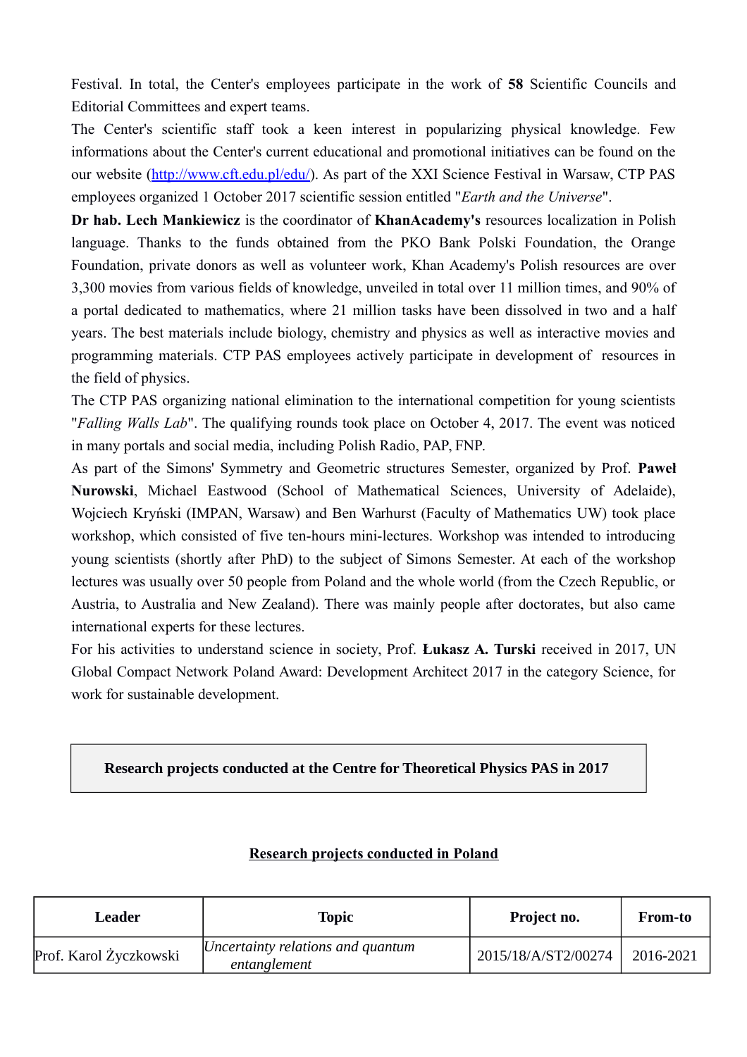Festival. In total, the Center's employees participate in the work of **58** Scientific Councils and Editorial Committees and expert teams.

The Center's scientific staff took a keen interest in popularizing physical knowledge. Few informations about the Center's current educational and promotional initiatives can be found on the our website (http://www.cft.edu.pl/edu/). As part of the XXI Science Festival in Warsaw, CTP PAS employees organized 1 October 2017 scientific session entitled "*Earth and the Universe*".

**Dr hab. Lech Mankiewicz** is the coordinator of **KhanAcademy's** resources localization in Polish language. Thanks to the funds obtained from the PKO Bank Polski Foundation, the Orange Foundation, private donors as well as volunteer work, Khan Academy's Polish resources are over 3,300 movies from various fields of knowledge, unveiled in total over 11 million times, and 90% of a portal dedicated to mathematics, where 21 million tasks have been dissolved in two and a half years. The best materials include biology, chemistry and physics as well as interactive movies and programming materials. CTP PAS employees actively participate in development of resources in the field of physics.

The CTP PAS organizing national elimination to the international competition for young scientists "*Falling Walls Lab*". The qualifying rounds took place on October 4, 2017. The event was noticed in many portals and social media, including Polish Radio, PAP, FNP.

As part of the Simons' Symmetry and Geometric structures Semester, organized by Prof. **Paweł Nurowski**, Michael Eastwood (School of Mathematical Sciences, University of Adelaide), Wojciech Kryński (IMPAN, Warsaw) and Ben Warhurst (Faculty of Mathematics UW) took place workshop, which consisted of five ten-hours mini-lectures. Workshop was intended to introducing young scientists (shortly after PhD) to the subject of Simons Semester. At each of the workshop lectures was usually over 50 people from Poland and the whole world (from the Czech Republic, or Austria, to Australia and New Zealand). There was mainly people after doctorates, but also came international experts for these lectures.

For his activities to understand science in society, Prof. **Łukasz A. Turski** received in 2017, UN Global Compact Network Poland Award: Development Architect 2017 in the category Science, for work for sustainable development.

## Research projects conducted at the Centre for Theoretical Physics PAS in 2017

### Research projects conducted in Poland

| Leader | Topic | Project no. | From-to |
|---|---|---|---|
| Prof. Karol Życzkowski | *Uncertainty relations and quantum entanglement* | 2015/18/A/ST2/00274 | 2016-2021 |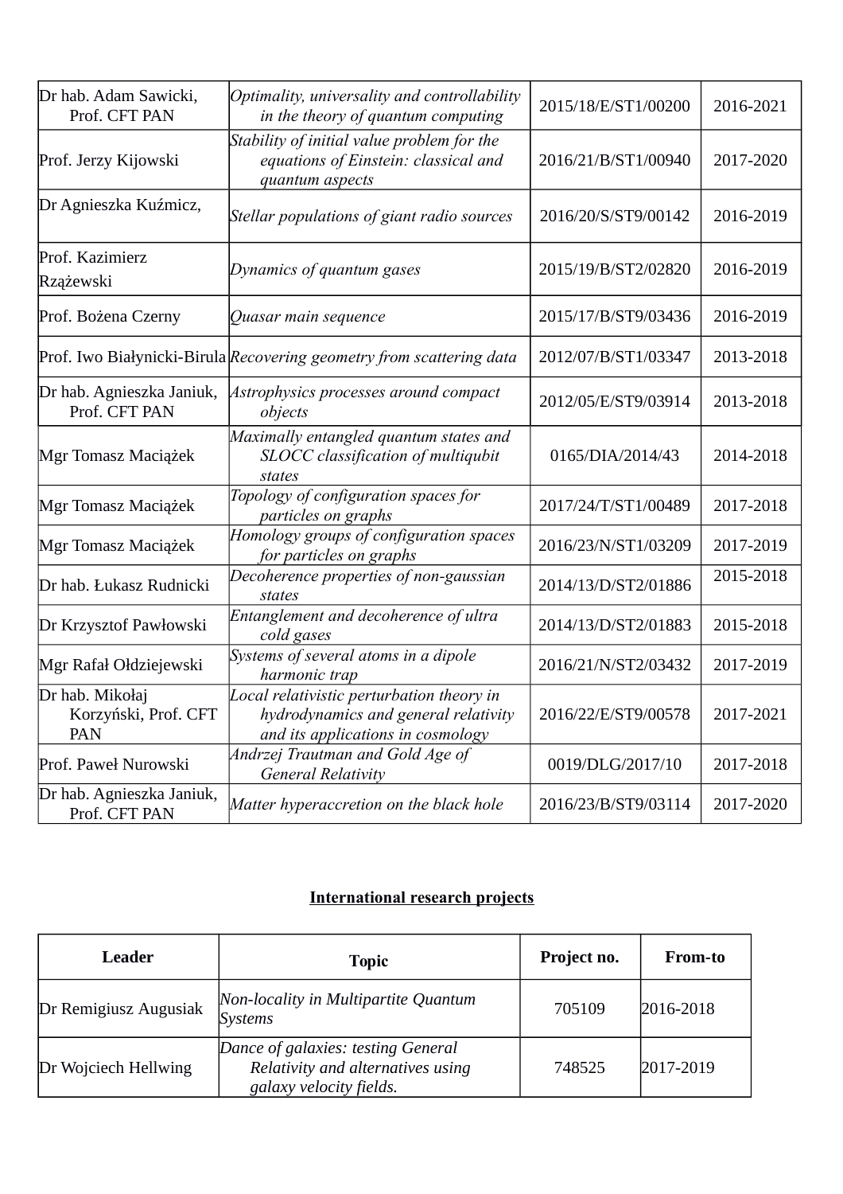| | | | |
|---|---|---|---|
| Dr hab. Adam Sawicki, Prof. CFT PAN | *Optimality, universality and controllability in the theory of quantum computing* | 2015/18/E/ST1/00200 | 2016-2021 |
| Prof. Jerzy Kijowski | *Stability of initial value problem for the equations of Einstein: classical and quantum aspects* | 2016/21/B/ST1/00940 | 2017-2020 |
| Dr Agnieszka Kuźmicz, | *Stellar populations of giant radio sources* | 2016/20/S/ST9/00142 | 2016-2019 |
| Prof. Kazimierz Rzążewski | *Dynamics of quantum gases* | 2015/19/B/ST2/02820 | 2016-2019 |
| Prof. Bożena Czerny | *Quasar main sequence* | 2015/17/B/ST9/03436 | 2016-2019 |
| Prof. Iwo Białynicki-Birula | *Recovering geometry from scattering data* | 2012/07/B/ST1/03347 | 2013-2018 |
| Dr hab. Agnieszka Janiuk, Prof. CFT PAN | *Astrophysics processes around compact objects* | 2012/05/E/ST9/03914 | 2013-2018 |
| Mgr Tomasz Maciążek | *Maximally entangled quantum states and SLOCC classification of multiqubit states* | 0165/DIA/2014/43 | 2014-2018 |
| Mgr Tomasz Maciążek | *Topology of configuration spaces for particles on graphs* | 2017/24/T/ST1/00489 | 2017-2018 |
| Mgr Tomasz Maciążek | *Homology groups of configuration spaces for particles on graphs* | 2016/23/N/ST1/03209 | 2017-2019 |
| Dr hab. Łukasz Rudnicki | *Decoherence properties of non-gaussian states* | 2014/13/D/ST2/01886 | 2015-2018 |
| Dr Krzysztof Pawłowski | *Entanglement and decoherence of ultra cold gases* | 2014/13/D/ST2/01883 | 2015-2018 |
| Mgr Rafał Ołdziejewski | *Systems of several atoms in a dipole harmonic trap* | 2016/21/N/ST2/03432 | 2017-2019 |
| Dr hab. Mikołaj Korzyński, Prof. CFT PAN | *Local relativistic perturbation theory in hydrodynamics and general relativity and its applications in cosmology* | 2016/22/E/ST9/00578 | 2017-2021 |
| Prof. Paweł Nurowski | *Andrzej Trautman and Gold Age of General Relativity* | 0019/DLG/2017/10 | 2017-2018 |
| Dr hab. Agnieszka Janiuk, Prof. CFT PAN | *Matter hyperaccretion on the black hole* | 2016/23/B/ST9/03114 | 2017-2020 |

## International research projects

| Leader | Topic | Project no. | From-to |
|---|---|---|---|
| Dr Remigiusz Augusiak | *Non-locality in Multipartite Quantum Systems* | 705109 | 2016-2018 |
| Dr Wojciech Hellwing | *Dance of galaxies: testing General Relativity and alternatives using galaxy velocity fields.* | 748525 | 2017-2019 |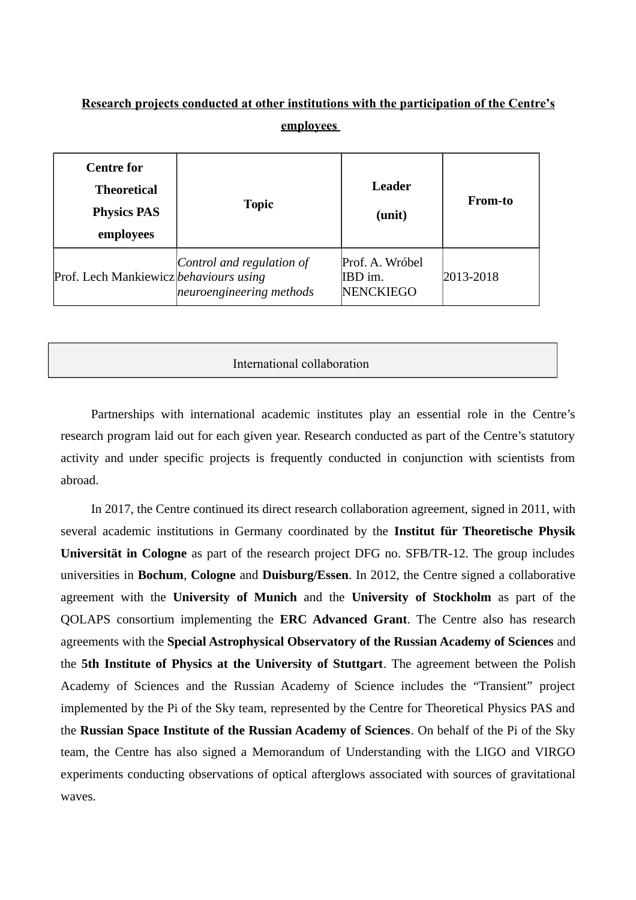**Research projects conducted at other institutions with the participation of the Centre's employees**

| Centre for Theoretical Physics PAS employees | Topic | Leader (unit) | From-to |
|---|---|---|---|
| Prof. Lech Mankiewicz | *Control and regulation of behaviours using neuroengineering methods* | Prof. A. Wróbel IBD im. NENCKIEGO | 2013-2018 |

## International collaboration

Partnerships with international academic institutes play an essential role in the Centre's research program laid out for each given year. Research conducted as part of the Centre's statutory activity and under specific projects is frequently conducted in conjunction with scientists from abroad.

In 2017, the Centre continued its direct research collaboration agreement, signed in 2011, with several academic institutions in Germany coordinated by the **Institut für Theoretische Physik Universität in Cologne** as part of the research project DFG no. SFB/TR-12. The group includes universities in **Bochum**, **Cologne** and **Duisburg/Essen**. In 2012, the Centre signed a collaborative agreement with the **University of Munich** and the **University of Stockholm** as part of the QOLAPS consortium implementing the **ERC Advanced Grant**. The Centre also has research agreements with the **Special Astrophysical Observatory of the Russian Academy of Sciences** and the **5th Institute of Physics at the University of Stuttgart**. The agreement between the Polish Academy of Sciences and the Russian Academy of Science includes the "Transient" project implemented by the Pi of the Sky team, represented by the Centre for Theoretical Physics PAS and the **Russian Space Institute of the Russian Academy of Sciences**. On behalf of the Pi of the Sky team, the Centre has also signed a Memorandum of Understanding with the LIGO and VIRGO experiments conducting observations of optical afterglows associated with sources of gravitational waves.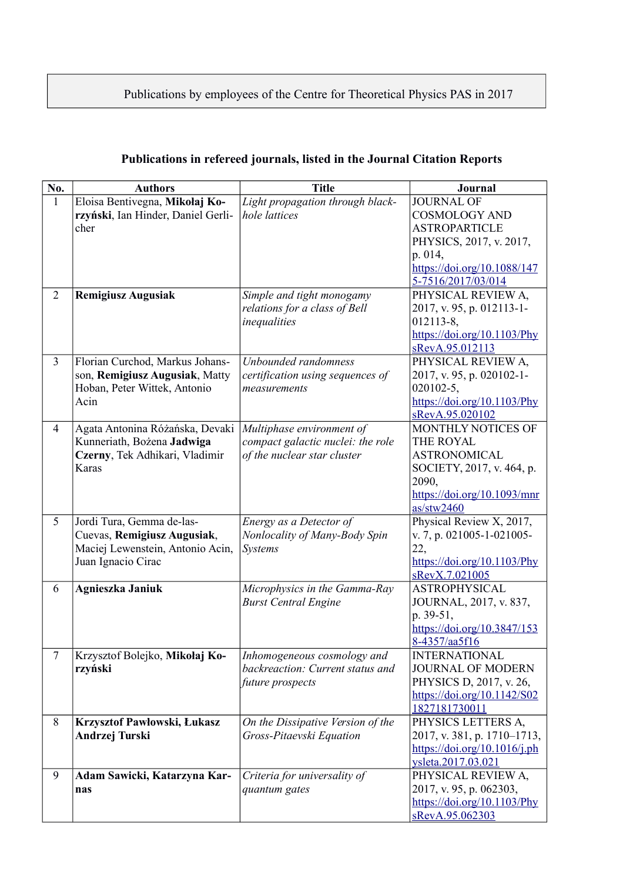Publications by employees of the Centre for Theoretical Physics PAS in 2017

## Publications in refereed journals, listed in the Journal Citation Reports

| No. | Authors | Title | Journal |
|---|---|---|---|
| 1 | Eloisa Bentivegna, **Mikołaj Korzyński**, Ian Hinder, Daniel Gerlicher | *Light propagation through black-hole lattices* | JOURNAL OF COSMOLOGY AND ASTROPARTICLE PHYSICS, 2017, v. 2017, p. 014, https://doi.org/10.1088/1475-7516/2017/03/014 |
| 2 | **Remigiusz Augusiak** | *Simple and tight monogamy relations for a class of Bell inequalities* | PHYSICAL REVIEW A, 2017, v. 95, p. 012113-1-012113-8, https://doi.org/10.1103/PhysRevA.95.012113 |
| 3 | Florian Curchod, Markus Johansson, **Remigiusz Augusiak**, Matty Hoban, Peter Wittek, Antonio Acin | *Unbounded randomness certification using sequences of measurements* | PHYSICAL REVIEW A, 2017, v. 95, p. 020102-1-020102-5, https://doi.org/10.1103/PhysRevA.95.020102 |
| 4 | Agata Antonina Różańska, Devaki Kunneriath, Bożena **Jadwiga Czerny**, Tek Adhikari, Vladimir Karas | *Multiphase environment of compact galactic nuclei: the role of the nuclear star cluster* | MONTHLY NOTICES OF THE ROYAL ASTRONOMICAL SOCIETY, 2017, v. 464, p. 2090, https://doi.org/10.1093/mnras/stw2460 |
| 5 | Jordi Tura, Gemma de-las-Cuevas, **Remigiusz Augusiak**, Maciej Lewenstein, Antonio Acin, Juan Ignacio Cirac | *Energy as a Detector of Nonlocality of Many-Body Spin Systems* | Physical Review X, 2017, v. 7, p. 021005-1-021005-22, https://doi.org/10.1103/PhysRevX.7.021005 |
| 6 | **Agnieszka Janiuk** | *Microphysics in the Gamma-Ray Burst Central Engine* | ASTROPHYSICAL JOURNAL, 2017, v. 837, p. 39-51, https://doi.org/10.3847/1538-4357/aa5f16 |
| 7 | Krzysztof Bolejko, **Mikołaj Korzyński** | *Inhomogeneous cosmology and backreaction: Current status and future prospects* | INTERNATIONAL JOURNAL OF MODERN PHYSICS D, 2017, v. 26, https://doi.org/10.1142/S0218271817300117 |
| 8 | **Krzysztof Pawłowski, Łukasz Andrzej Turski** | *On the Dissipative Version of the Gross-Pitaevski Equation* | PHYSICS LETTERS A, 2017, v. 381, p. 1710–1713, https://doi.org/10.1016/j.physleta.2017.03.021 |
| 9 | **Adam Sawicki, Katarzyna Karnas** | *Criteria for universality of quantum gates* | PHYSICAL REVIEW A, 2017, v. 95, p. 062303, https://doi.org/10.1103/PhysRevA.95.062303 |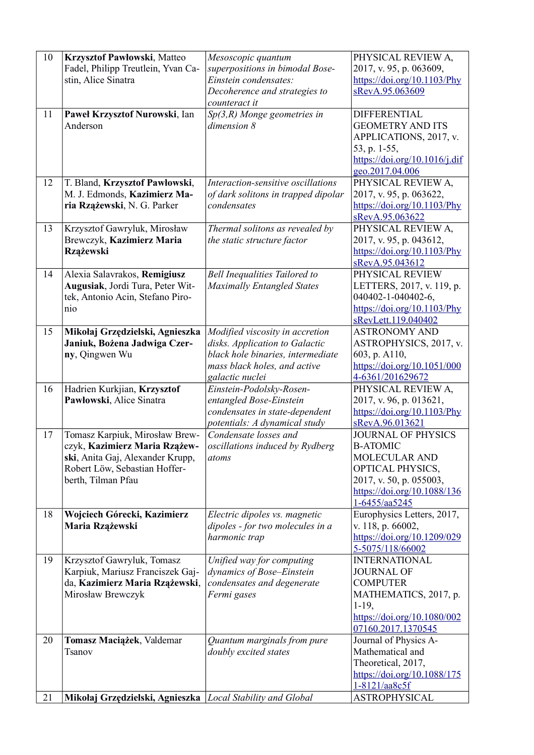| | | | |
|---|---|---|---|
| 10 | **Krzysztof Pawłowski**, Matteo Fadel, Philipp Treutlein, Yvan Castin, Alice Sinatra | *Mesoscopic quantum superpositions in bimodal Bose-Einstein condensates: Decoherence and strategies to counteract it* | PHYSICAL REVIEW A, 2017, v. 95, p. 063609, https://doi.org/10.1103/PhysRevA.95.063609 |
| 11 | **Paweł Krzysztof Nurowski**, Ian Anderson | *Sp(3,R) Monge geometries in dimension 8* | DIFFERENTIAL GEOMETRY AND ITS APPLICATIONS, 2017, v. 53, p. 1-55, https://doi.org/10.1016/j.difgeo.2017.04.006 |
| 12 | T. Bland, **Krzysztof Pawłowski**, M. J. Edmonds, **Kazimierz Maria Rzążewski**, N. G. Parker | *Interaction-sensitive oscillations of dark solitons in trapped dipolar condensates* | PHYSICAL REVIEW A, 2017, v. 95, p. 063622, https://doi.org/10.1103/PhysRevA.95.063622 |
| 13 | Krzysztof Gawryluk, Mirosław Brewczyk, **Kazimierz Maria Rzążewski** | *Thermal solitons as revealed by the static structure factor* | PHYSICAL REVIEW A, 2017, v. 95, p. 043612, https://doi.org/10.1103/PhysRevA.95.043612 |
| 14 | Alexia Salavrakos, **Remigiusz Augusiak**, Jordi Tura, Peter Wittek, Antonio Acin, Stefano Pironio | *Bell Inequalities Tailored to Maximally Entangled States* | PHYSICAL REVIEW LETTERS, 2017, v. 119, p. 040402-1-040402-6, https://doi.org/10.1103/PhysRevLett.119.040402 |
| 15 | **Mikołaj Grzędzielski, Agnieszka Janiuk, Bożena Jadwiga Czerny**, Qingwen Wu | *Modified viscosity in accretion disks. Application to Galactic black hole binaries, intermediate mass black holes, and active galactic nuclei* | ASTRONOMY AND ASTROPHYSICS, 2017, v. 603, p. A110, https://doi.org/10.1051/0004-6361/201629672 |
| 16 | Hadrien Kurkjian, **Krzysztof Pawłowski**, Alice Sinatra | *Einstein-Podolsky-Rosen-entangled Bose-Einstein condensates in state-dependent potentials: A dynamical study* | PHYSICAL REVIEW A, 2017, v. 96, p. 013621, https://doi.org/10.1103/PhysRevA.96.013621 |
| 17 | Tomasz Karpiuk, Mirosław Brewczyk, **Kazimierz Maria Rzążewski**, Anita Gaj, Alexander Krupp, Robert Löw, Sebastian Hofferberth, Tilman Pfau | *Condensate losses and oscillations induced by Rydberg atoms* | JOURNAL OF PHYSICS B-ATOMIC MOLECULAR AND OPTICAL PHYSICS, 2017, v. 50, p. 055003, https://doi.org/10.1088/1361-6455/aa5245 |
| 18 | **Wojciech Górecki, Kazimierz Maria Rzążewski** | *Electric dipoles vs. magnetic dipoles - for two molecules in a harmonic trap* | Europhysics Letters, 2017, v. 118, p. 66002, https://doi.org/10.1209/0295-5075/118/66002 |
| 19 | Krzysztof Gawryluk, Tomasz Karpiuk, Mariusz Franciszek Gajda, **Kazimierz Maria Rzążewski**, Mirosław Brewczyk | *Unified way for computing dynamics of Bose–Einstein condensates and degenerate Fermi gases* | INTERNATIONAL JOURNAL OF COMPUTER MATHEMATICS, 2017, p. 1-19, https://doi.org/10.1080/00207160.2017.1370545 |
| 20 | **Tomasz Maciążek**, Valdemar Tsanov | *Quantum marginals from pure doubly excited states* | Journal of Physics A-Mathematical and Theoretical, 2017, https://doi.org/10.1088/1751-8121/aa8c5f |
| 21 | **Mikołaj Grzędzielski, Agnieszka** | *Local Stability and Global* | ASTROPHYSICAL |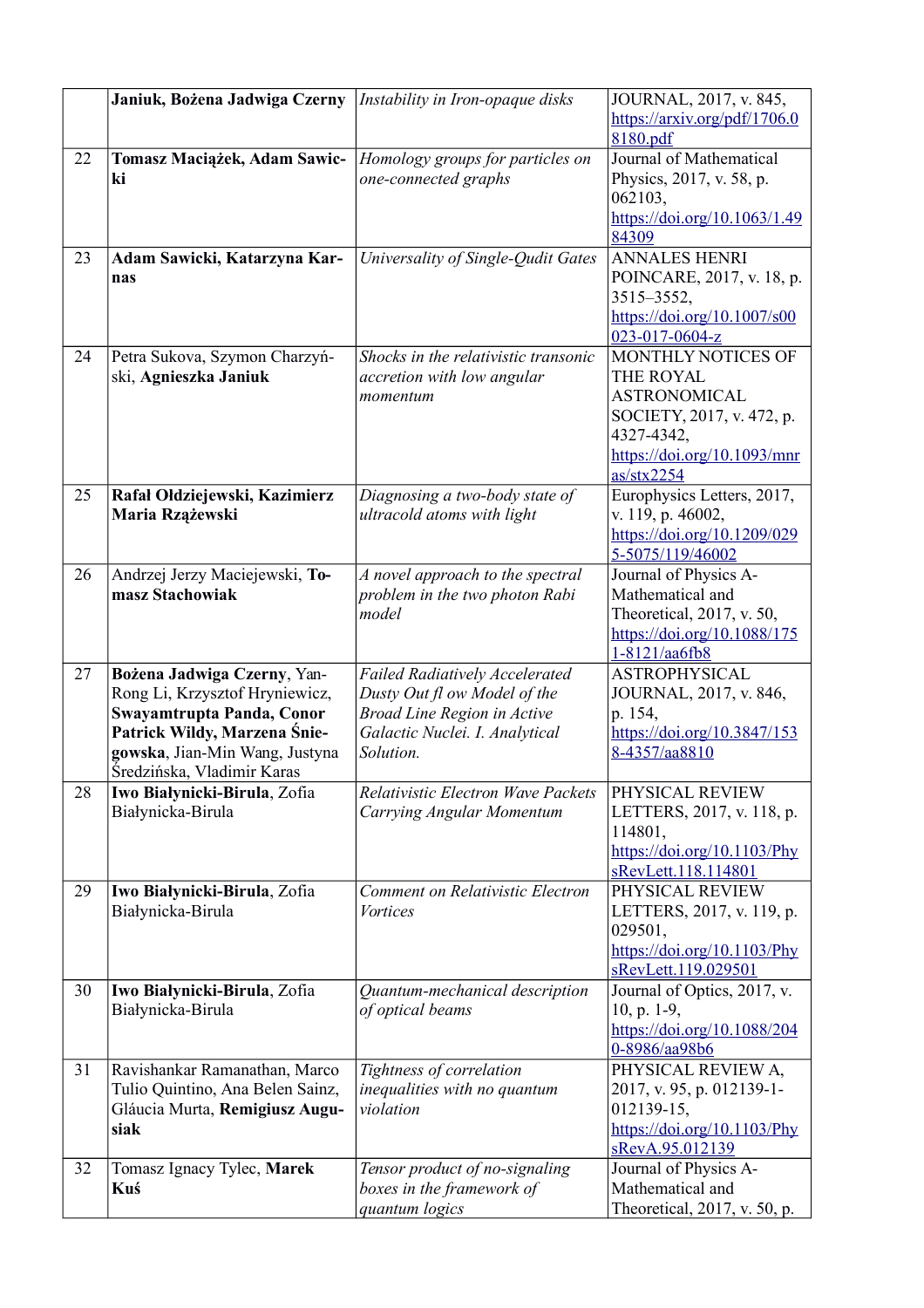|  | **Janiuk, Bożena Jadwiga Czerny** | *Instability in Iron-opaque disks* | JOURNAL, 2017, v. 845, https://arxiv.org/pdf/1706.08180.pdf |
|---|---|---|---|
| 22 | **Tomasz Maciążek, Adam Sawicki** | *Homology groups for particles on one-connected graphs* | Journal of Mathematical Physics, 2017, v. 58, p. 062103, https://doi.org/10.1063/1.4984309 |
| 23 | **Adam Sawicki, Katarzyna Karnas** | *Universality of Single-Qudit Gates* | ANNALES HENRI POINCARE, 2017, v. 18, p. 3515–3552, https://doi.org/10.1007/s00023-017-0604-z |
| 24 | Petra Sukova, Szymon Charzyński, **Agnieszka Janiuk** | *Shocks in the relativistic transonic accretion with low angular momentum* | MONTHLY NOTICES OF THE ROYAL ASTRONOMICAL SOCIETY, 2017, v. 472, p. 4327-4342, https://doi.org/10.1093/mnras/stx2254 |
| 25 | **Rafał Ołdziejewski, Kazimierz Maria Rzążewski** | *Diagnosing a two-body state of ultracold atoms with light* | Europhysics Letters, 2017, v. 119, p. 46002, https://doi.org/10.1209/0295-5075/119/46002 |
| 26 | Andrzej Jerzy Maciejewski, **Tomasz Stachowiak** | *A novel approach to the spectral problem in the two photon Rabi model* | Journal of Physics A-Mathematical and Theoretical, 2017, v. 50, https://doi.org/10.1088/1751-8121/aa6fb8 |
| 27 | **Bożena Jadwiga Czerny**, Yan-Rong Li, Krzysztof Hryniewicz, **Swayamtrupta Panda, Conor Patrick Wildy, Marzena Śniegowska**, Jian-Min Wang, Justyna Średzińska, Vladimir Karas | *Failed Radiatively Accelerated Dusty Out fl ow Model of the Broad Line Region in Active Galactic Nuclei. I. Analytical Solution.* | ASTROPHYSICAL JOURNAL, 2017, v. 846, p. 154, https://doi.org/10.3847/1538-4357/aa8810 |
| 28 | **Iwo Białynicki-Birula**, Zofia Białynicka-Birula | *Relativistic Electron Wave Packets Carrying Angular Momentum* | PHYSICAL REVIEW LETTERS, 2017, v. 118, p. 114801, https://doi.org/10.1103/PhysRevLett.118.114801 |
| 29 | **Iwo Białynicki-Birula**, Zofia Białynicka-Birula | *Comment on Relativistic Electron Vortices* | PHYSICAL REVIEW LETTERS, 2017, v. 119, p. 029501, https://doi.org/10.1103/PhysRevLett.119.029501 |
| 30 | **Iwo Białynicki-Birula**, Zofia Białynicka-Birula | *Quantum-mechanical description of optical beams* | Journal of Optics, 2017, v. 10, p. 1-9, https://doi.org/10.1088/2040-8986/aa98b6 |
| 31 | Ravishankar Ramanathan, Marco Tulio Quintino, Ana Belen Sainz, Gláucia Murta, **Remigiusz Augusiak** | *Tightness of correlation inequalities with no quantum violation* | PHYSICAL REVIEW A, 2017, v. 95, p. 012139-1-012139-15, https://doi.org/10.1103/PhysRevA.95.012139 |
| 32 | Tomasz Ignacy Tylec, **Marek Kuś** | *Tensor product of no-signaling boxes in the framework of quantum logics* | Journal of Physics A-Mathematical and Theoretical, 2017, v. 50, p. |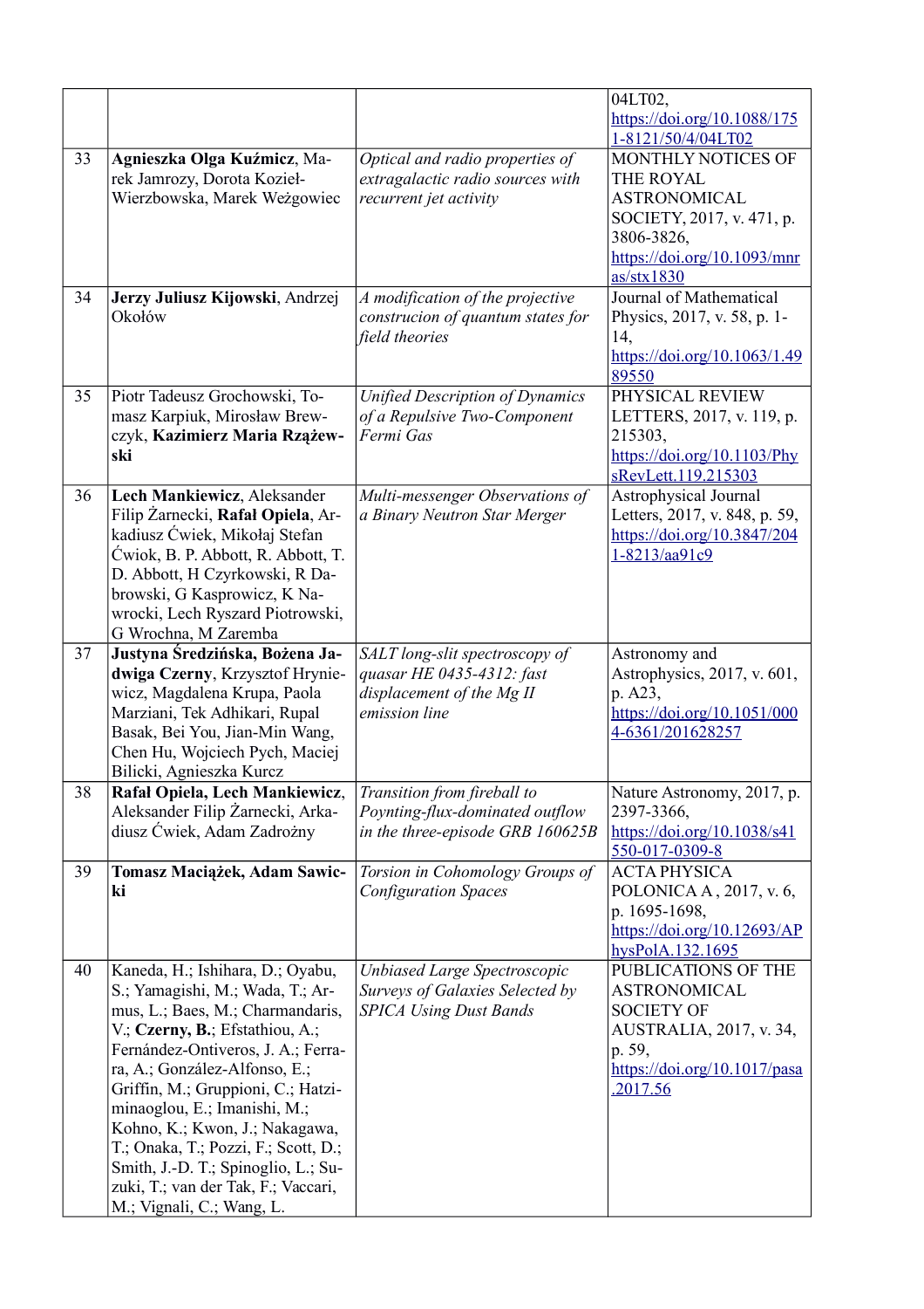| | | | |
|---|---|---|---|
| | | | 04LT02, https://doi.org/10.1088/1751-8121/50/4/04LT02 |
| 33 | **Agnieszka Olga Kuźmicz**, Marek Jamrozy, Dorota Kozieł-Wierzbowska, Marek Weżgowiec | *Optical and radio properties of extragalactic radio sources with recurrent jet activity* | MONTHLY NOTICES OF THE ROYAL ASTRONOMICAL SOCIETY, 2017, v. 471, p. 3806-3826, https://doi.org/10.1093/mnras/stx1830 |
| 34 | **Jerzy Juliusz Kijowski**, Andrzej Okołów | *A modification of the projective construcion of quantum states for field theories* | Journal of Mathematical Physics, 2017, v. 58, p. 1-14, https://doi.org/10.1063/1.4989550 |
| 35 | Piotr Tadeusz Grochowski, Tomasz Karpiuk, Mirosław Brewczyk, **Kazimierz Maria Rzążewski** | *Unified Description of Dynamics of a Repulsive Two-Component Fermi Gas* | PHYSICAL REVIEW LETTERS, 2017, v. 119, p. 215303, https://doi.org/10.1103/PhysRevLett.119.215303 |
| 36 | **Lech Mankiewicz**, Aleksander Filip Żarnecki, **Rafał Opiela**, Arkadiusz Ćwiek, Mikołaj Stefan Ćwiok, B. P. Abbott, R. Abbott, T. D. Abbott, H Czyrkowski, R Dabrowski, G Kasprowicz, K Nawrocki, Lech Ryszard Piotrowski, G Wrochna, M Zaremba | *Multi-messenger Observations of a Binary Neutron Star Merger* | Astrophysical Journal Letters, 2017, v. 848, p. 59, https://doi.org/10.3847/2041-8213/aa91c9 |
| 37 | **Justyna Średzińska, Bożena Jadwiga Czerny**, Krzysztof Hryniewicz, Magdalena Krupa, Paola Marziani, Tek Adhikari, Rupal Basak, Bei You, Jian-Min Wang, Chen Hu, Wojciech Pych, Maciej Bilicki, Agnieszka Kurcz | *SALT long-slit spectroscopy of quasar HE 0435-4312: fast displacement of the Mg II emission line* | Astronomy and Astrophysics, 2017, v. 601, p. A23, https://doi.org/10.1051/0004-6361/201628257 |
| 38 | **Rafał Opiela, Lech Mankiewicz**, Aleksander Filip Żarnecki, Arkadiusz Ćwiek, Adam Zadrożny | *Transition from fireball to Poynting-flux-dominated outflow in the three-episode GRB 160625B* | Nature Astronomy, 2017, p. 2397-3366, https://doi.org/10.1038/s41550-017-0309-8 |
| 39 | **Tomasz Maciążek, Adam Sawicki** | *Torsion in Cohomology Groups of Configuration Spaces* | ACTA PHYSICA POLONICA A , 2017, v. 6, p. 1695-1698, https://doi.org/10.12693/APhysPolA.132.1695 |
| 40 | Kaneda, H.; Ishihara, D.; Oyabu, S.; Yamagishi, M.; Wada, T.; Armus, L.; Baes, M.; Charmandaris, V.; **Czerny, B.**; Efstathiou, A.; Fernández-Ontiveros, J. A.; Ferrara, A.; González-Alfonso, E.; Griffin, M.; Gruppioni, C.; Hatziminaoglou, E.; Imanishi, M.; Kohno, K.; Kwon, J.; Nakagawa, T.; Onaka, T.; Pozzi, F.; Scott, D.; Smith, J.-D. T.; Spinoglio, L.; Suzuki, T.; van der Tak, F.; Vaccari, M.; Vignali, C.; Wang, L. | *Unbiased Large Spectroscopic Surveys of Galaxies Selected by SPICA Using Dust Bands* | PUBLICATIONS OF THE ASTRONOMICAL SOCIETY OF AUSTRALIA, 2017, v. 34, p. 59, https://doi.org/10.1017/pasa.2017.56 |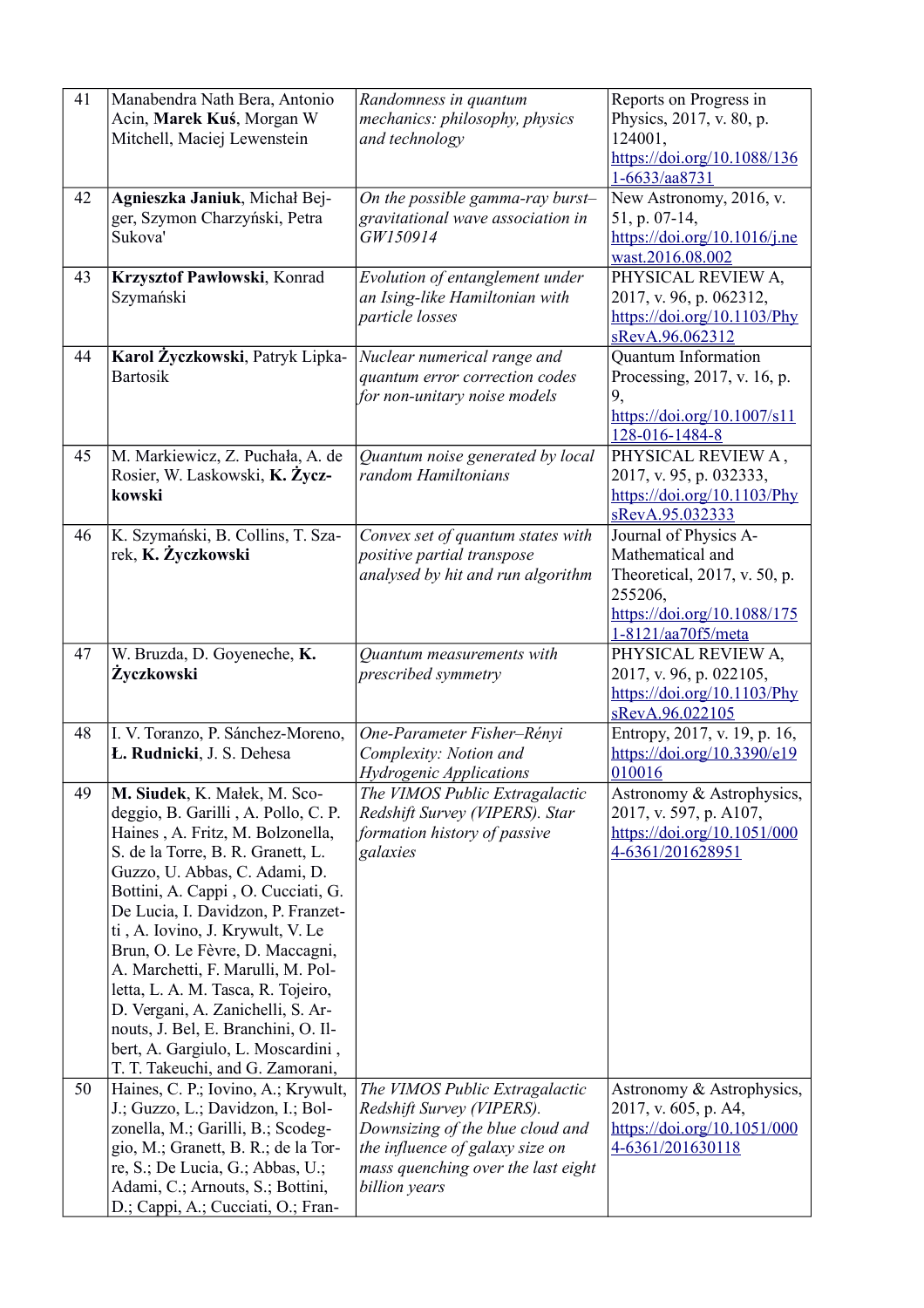| 41 | Manabendra Nath Bera, Antonio Acin, **Marek Kuś**, Morgan W Mitchell, Maciej Lewenstein | *Randomness in quantum mechanics: philosophy, physics and technology* | Reports on Progress in Physics, 2017, v. 80, p. 124001, https://doi.org/10.1088/1361-6633/aa8731 |
|---|---|---|---|
| 42 | **Agnieszka Janiuk**, Michał Bejger, Szymon Charzyński, Petra Sukova' | *On the possible gamma-ray burst–gravitational wave association in GW150914* | New Astronomy, 2016, v. 51, p. 07-14, https://doi.org/10.1016/j.newast.2016.08.002 |
| 43 | **Krzysztof Pawłowski**, Konrad Szymański | *Evolution of entanglement under an Ising-like Hamiltonian with particle losses* | PHYSICAL REVIEW A, 2017, v. 96, p. 062312, https://doi.org/10.1103/PhysRevA.96.062312 |
| 44 | **Karol Życzkowski**, Patryk Lipka-Bartosik | *Nuclear numerical range and quantum error correction codes for non-unitary noise models* | Quantum Information Processing, 2017, v. 16, p. 9, https://doi.org/10.1007/s11128-016-1484-8 |
| 45 | M. Markiewicz, Z. Puchała, A. de Rosier, W. Laskowski, **K. Życzkowski** | *Quantum noise generated by local random Hamiltonians* | PHYSICAL REVIEW A , 2017, v. 95, p. 032333, https://doi.org/10.1103/PhysRevA.95.032333 |
| 46 | K. Szymański, B. Collins, T. Szarek, **K. Życzkowski** | *Convex set of quantum states with positive partial transpose analysed by hit and run algorithm* | Journal of Physics A-Mathematical and Theoretical, 2017, v. 50, p. 255206, https://doi.org/10.1088/1751-8121/aa70f5/meta |
| 47 | W. Bruzda, D. Goyeneche, **K. Życzkowski** | *Quantum measurements with prescribed symmetry* | PHYSICAL REVIEW A, 2017, v. 96, p. 022105, https://doi.org/10.1103/PhysRevA.96.022105 |
| 48 | I. V. Toranzo, P. Sánchez-Moreno, **Ł. Rudnicki**, J. S. Dehesa | *One-Parameter Fisher–Rényi Complexity: Notion and Hydrogenic Applications* | Entropy, 2017, v. 19, p. 16, https://doi.org/10.3390/e19010016 |
| 49 | **M. Siudek**, K. Małek, M. Scodeggio, B. Garilli , A. Pollo, C. P. Haines , A. Fritz, M. Bolzonella, S. de la Torre, B. R. Granett, L. Guzzo, U. Abbas, C. Adami, D. Bottini, A. Cappi , O. Cucciati, G. De Lucia, I. Davidzon, P. Franzetti , A. Iovino, J. Krywult, V. Le Brun, O. Le Fèvre, D. Maccagni, A. Marchetti, F. Marulli, M. Polletta, L. A. M. Tasca, R. Tojeiro, D. Vergani, A. Zanichelli, S. Arnouts, J. Bel, E. Branchini, O. Ilbert, A. Gargiulo, L. Moscardini , T. T. Takeuchi, and G. Zamorani, | *The VIMOS Public Extragalactic Redshift Survey (VIPERS). Star formation history of passive galaxies* | Astronomy & Astrophysics, 2017, v. 597, p. A107, https://doi.org/10.1051/0004-6361/201628951 |
| 50 | Haines, C. P.; Iovino, A.; Krywult, J.; Guzzo, L.; Davidzon, I.; Bolzonella, M.; Garilli, B.; Scodeggio, M.; Granett, B. R.; de la Torre, S.; De Lucia, G.; Abbas, U.; Adami, C.; Arnouts, S.; Bottini, D.; Cappi, A.; Cucciati, O.; Fran- | *The VIMOS Public Extragalactic Redshift Survey (VIPERS). Downsizing of the blue cloud and the influence of galaxy size on mass quenching over the last eight billion years* | Astronomy & Astrophysics, 2017, v. 605, p. A4, https://doi.org/10.1051/0004-6361/201630118 |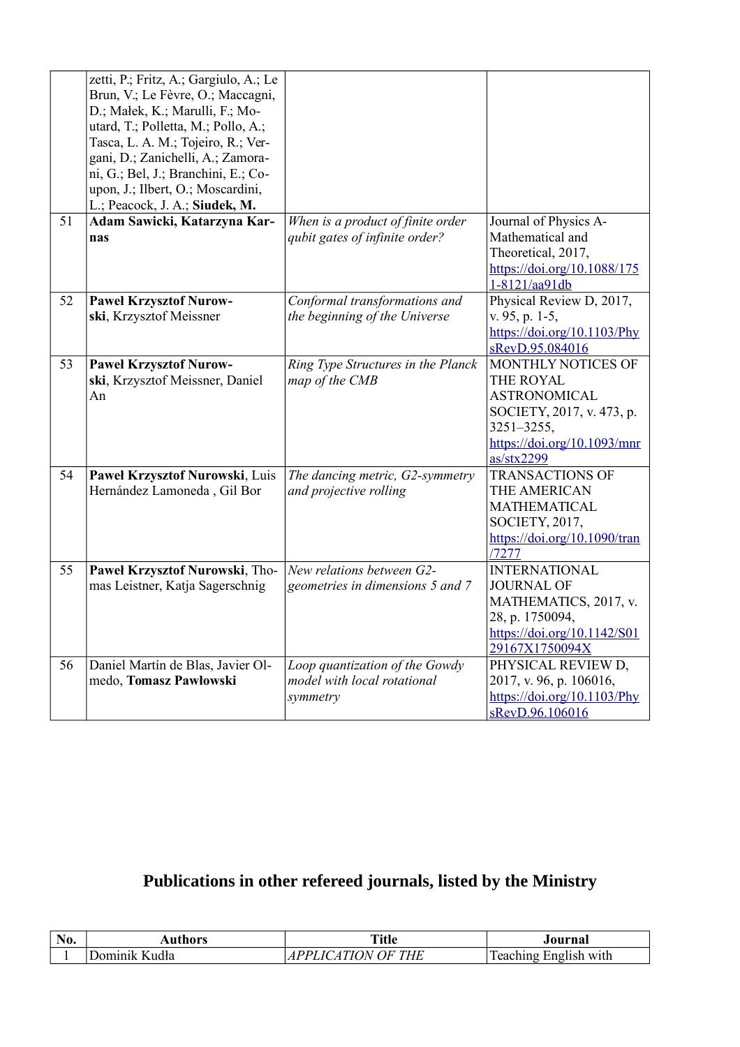| | | | |
|---|---|---|---|
| | zetti, P.; Fritz, A.; Gargiulo, A.; Le Brun, V.; Le Fèvre, O.; Maccagni, D.; Małek, K.; Marulli, F.; Moutard, T.; Polletta, M.; Pollo, A.; Tasca, L. A. M.; Tojeiro, R.; Vergani, D.; Zanichelli, A.; Zamorani, G.; Bel, J.; Branchini, E.; Coupon, J.; Ilbert, O.; Moscardini, L.; Peacock, J. A.; **Siudek, M.** | | |
| 51 | **Adam Sawicki, Katarzyna Karnas** | *When is a product of finite order qubit gates of infinite order?* | Journal of Physics A-Mathematical and Theoretical, 2017, https://doi.org/10.1088/1751-8121/aa91db |
| 52 | **Paweł Krzysztof Nurowski**, Krzysztof Meissner | *Conformal transformations and the beginning of the Universe* | Physical Review D, 2017, v. 95, p. 1-5, https://doi.org/10.1103/PhysRevD.95.084016 |
| 53 | **Paweł Krzysztof Nurowski**, Krzysztof Meissner, Daniel An | *Ring Type Structures in the Planck map of the CMB* | MONTHLY NOTICES OF THE ROYAL ASTRONOMICAL SOCIETY, 2017, v. 473, p. 3251–3255, https://doi.org/10.1093/mnras/stx2299 |
| 54 | **Paweł Krzysztof Nurowski**, Luis Hernández Lamoneda , Gil Bor | *The dancing metric, G2-symmetry and projective rolling* | TRANSACTIONS OF THE AMERICAN MATHEMATICAL SOCIETY, 2017, https://doi.org/10.1090/tran/7277 |
| 55 | **Paweł Krzysztof Nurowski**, Thomas Leistner, Katja Sagerschnig | *New relations between G2-geometries in dimensions 5 and 7* | INTERNATIONAL JOURNAL OF MATHEMATICS, 2017, v. 28, p. 1750094, https://doi.org/10.1142/S0129167X1750094X |
| 56 | Daniel Martín de Blas, Javier Olmedo, **Tomasz Pawłowski** | *Loop quantization of the Gowdy model with local rotational symmetry* | PHYSICAL REVIEW D, 2017, v. 96, p. 106016, https://doi.org/10.1103/PhysRevD.96.106016 |

## Publications in other refereed journals, listed by the Ministry

| No. | Authors | Title | Journal |
|---|---|---|---|
| 1 | Dominik Kudła | *APPLICATION OF THE* | Teaching English with |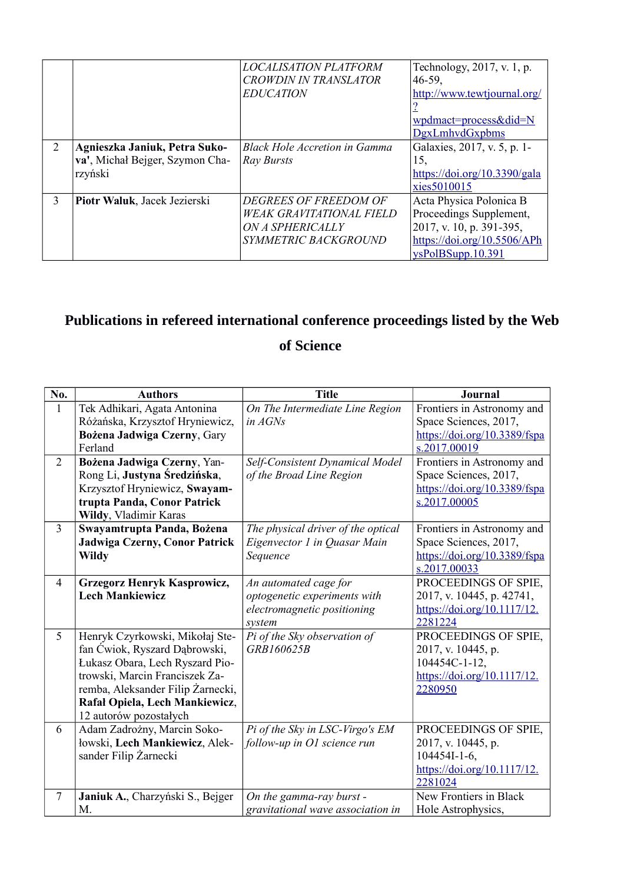| | | | |
|---|---|---|---|
| | | *LOCALISATION PLATFORM CROWDIN IN TRANSLATOR EDUCATION* | Technology, 2017, v. 1, p. 46-59, http://www.tewtjournal.org/?wpdmact=process&did=NDgxLmhvdGxpbms |
| 2 | **Agnieszka Janiuk, Petra Suková'**, Michał Bejger, Szymon Charzyński | *Black Hole Accretion in Gamma Ray Bursts* | Galaxies, 2017, v. 5, p. 1-15, https://doi.org/10.3390/galaxies5010015 |
| 3 | **Piotr Waluk**, Jacek Jezierski | *DEGREES OF FREEDOM OF WEAK GRAVITATIONAL FIELD ON A SPHERICALLY SYMMETRIC BACKGROUND* | Acta Physica Polonica B Proceedings Supplement, 2017, v. 10, p. 391-395, https://doi.org/10.5506/APhysPolBSupp.10.391 |

## Publications in refereed international conference proceedings listed by the Web of Science

| No. | Authors | Title | Journal |
|---|---|---|---|
| 1 | Tek Adhikari, Agata Antonina Różańska, Krzysztof Hryniewicz, **Bożena Jadwiga Czerny**, Gary Ferland | *On The Intermediate Line Region in AGNs* | Frontiers in Astronomy and Space Sciences, 2017, https://doi.org/10.3389/fspas.2017.00019 |
| 2 | **Bożena Jadwiga Czerny**, Yan-Rong Li, **Justyna Średzińska**, Krzysztof Hryniewicz, **Swayamtrupta Panda, Conor Patrick Wildy**, Vladimir Karas | *Self-Consistent Dynamical Model of the Broad Line Region* | Frontiers in Astronomy and Space Sciences, 2017, https://doi.org/10.3389/fspas.2017.00005 |
| 3 | **Swayamtrupta Panda, Bożena Jadwiga Czerny, Conor Patrick Wildy** | *The physical driver of the optical Eigenvector 1 in Quasar Main Sequence* | Frontiers in Astronomy and Space Sciences, 2017, https://doi.org/10.3389/fspas.2017.00033 |
| 4 | **Grzegorz Henryk Kasprowicz, Lech Mankiewicz** | *An automated cage for optogenetic experiments with electromagnetic positioning system* | PROCEEDINGS OF SPIE, 2017, v. 10445, p. 42741, https://doi.org/10.1117/12.2281224 |
| 5 | Henryk Czyrkowski, Mikołaj Stefan Ćwiok, Ryszard Dąbrowski, Łukasz Obara, Lech Ryszard Piotrowski, Marcin Franciszek Zaremba, Aleksander Filip Żarnecki, **Rafał Opiela, Lech Mankiewicz**, 12 autorów pozostałych | *Pi of the Sky observation of GRB160625B* | PROCEEDINGS OF SPIE, 2017, v. 10445, p. 104454C-1-12, https://doi.org/10.1117/12.2280950 |
| 6 | Adam Zadrożny, Marcin Sokołowski, **Lech Mankiewicz**, Aleksander Filip Żarnecki | *Pi of the Sky in LSC-Virgo's EM follow-up in O1 science run* | PROCEEDINGS OF SPIE, 2017, v. 10445, p. 104454I-1-6, https://doi.org/10.1117/12.2281024 |
| 7 | **Janiuk A.**, Charzyński S., Bejger M. | *On the gamma-ray burst - gravitational wave association in* | New Frontiers in Black Hole Astrophysics, |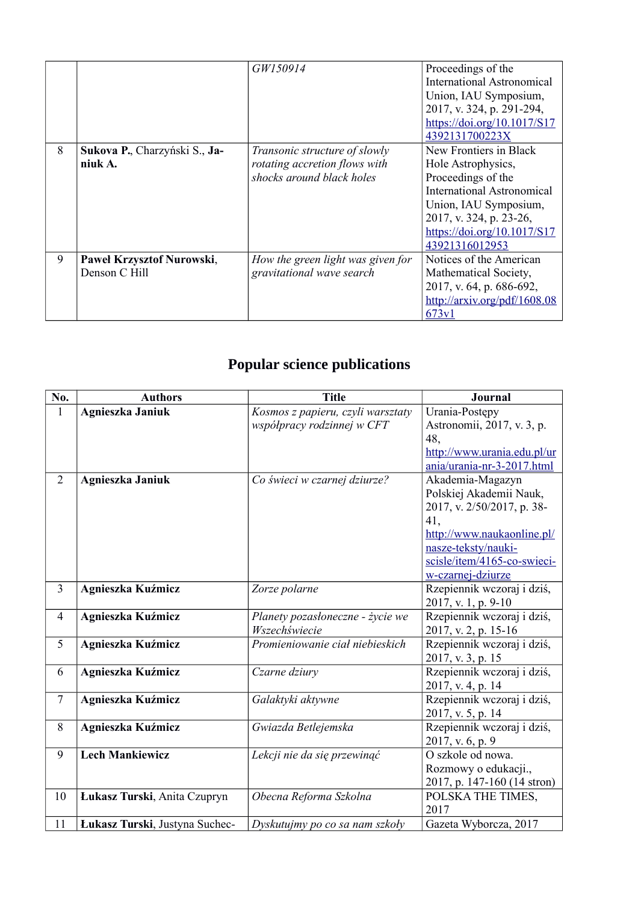| | | | |
|---|---|---|---|
| | | *GW150914* | Proceedings of the International Astronomical Union, IAU Symposium, 2017, v. 324, p. 291-294, https://doi.org/10.1017/S174392131700223X |
| 8 | **Sukova P.**, Charzyński S., **Janiuk A.** | *Transonic structure of slowly rotating accretion flows with shocks around black holes* | New Frontiers in Black Hole Astrophysics, Proceedings of the International Astronomical Union, IAU Symposium, 2017, v. 324, p. 23-26, https://doi.org/10.1017/S1743921316012953 |
| 9 | **Paweł Krzysztof Nurowski**, Denson C Hill | *How the green light was given for gravitational wave search* | Notices of the American Mathematical Society, 2017, v. 64, p. 686-692, http://arxiv.org/pdf/1608.08673v1 |

## Popular science publications

| No. | Authors | Title | Journal |
|---|---|---|---|
| 1 | **Agnieszka Janiuk** | *Kosmos z papieru, czyli warsztaty współpracy rodzinnej w CFT* | Urania-Postępy Astronomii, 2017, v. 3, p. 48, http://www.urania.edu.pl/urania/urania-nr-3-2017.html |
| 2 | **Agnieszka Janiuk** | *Co świeci w czarnej dziurze?* | Akademia-Magazyn Polskiej Akademii Nauk, 2017, v. 2/50/2017, p. 38-41, http://www.naukaonline.pl/nasze-teksty/nauki-scisle/item/4165-co-swieci-w-czarnej-dziurze |
| 3 | **Agnieszka Kuźmicz** | *Zorze polarne* | Rzepiennik wczoraj i dziś, 2017, v. 1, p. 9-10 |
| 4 | **Agnieszka Kuźmicz** | *Planety pozasłoneczne - życie we Wszechświecie* | Rzepiennik wczoraj i dziś, 2017, v. 2, p. 15-16 |
| 5 | **Agnieszka Kuźmicz** | *Promieniowanie ciał niebieskich* | Rzepiennik wczoraj i dziś, 2017, v. 3, p. 15 |
| 6 | **Agnieszka Kuźmicz** | *Czarne dziury* | Rzepiennik wczoraj i dziś, 2017, v. 4, p. 14 |
| 7 | **Agnieszka Kuźmicz** | *Galaktyki aktywne* | Rzepiennik wczoraj i dziś, 2017, v. 5, p. 14 |
| 8 | **Agnieszka Kuźmicz** | *Gwiazda Betlejemska* | Rzepiennik wczoraj i dziś, 2017, v. 6, p. 9 |
| 9 | **Lech Mankiewicz** | *Lekcji nie da się przewinąć* | O szkole od nowa. Rozmowy o edukacji., 2017, p. 147-160 (14 stron) |
| 10 | **Łukasz Turski**, Anita Czupryn | *Obecna Reforma Szkolna* | POLSKA THE TIMES, 2017 |
| 11 | **Łukasz Turski**, Justyna Suchec- | *Dyskutujmy po co sa nam szkoły* | Gazeta Wyborcza, 2017 |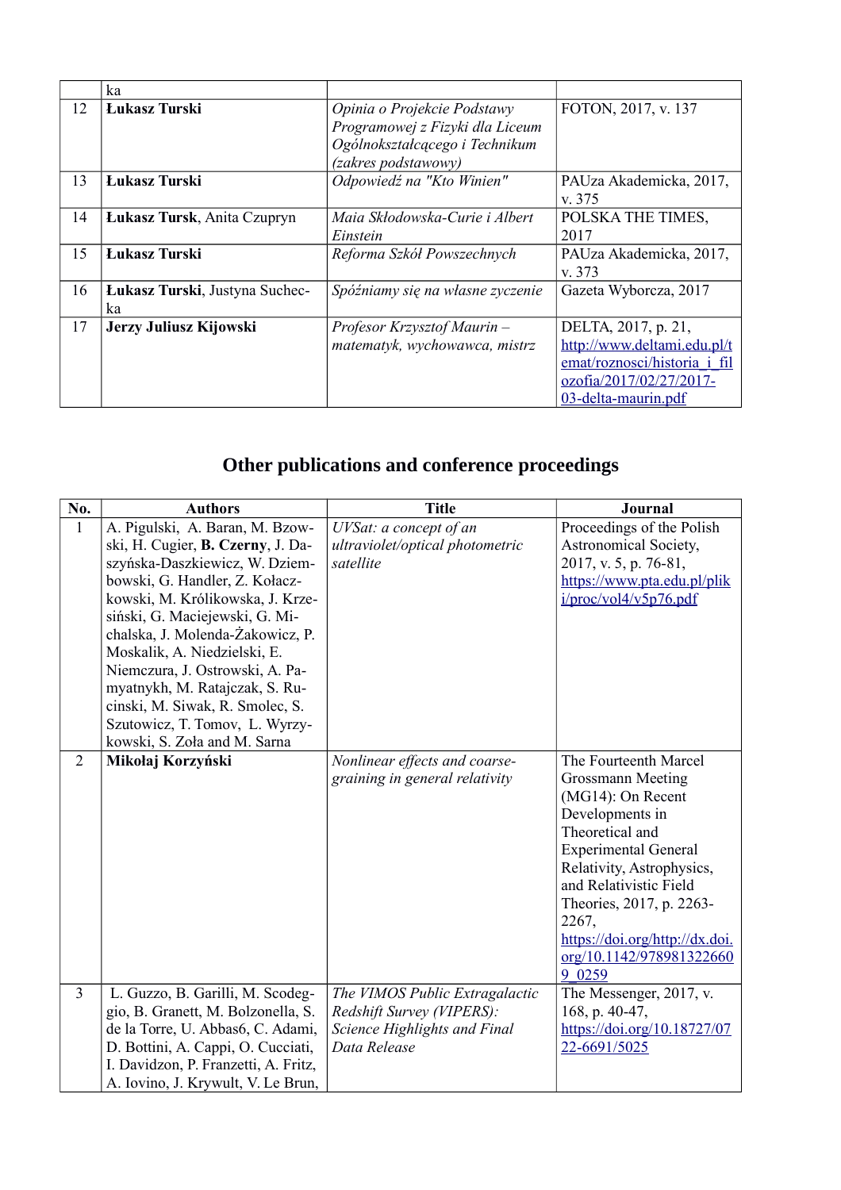|  | ka |  |  |
|---|---|---|---|
| 12 | **Łukasz Turski** | *Opinia o Projekcie Podstawy Programowej z Fizyki dla Liceum Ogólnokształcącego i Technikum (zakres podstawowy)* | FOTON, 2017, v. 137 |
| 13 | **Łukasz Turski** | *Odpowiedź na "Kto Winien"* | PAUza Akademicka, 2017, v. 375 |
| 14 | **Łukasz Tursk**, Anita Czupryn | *Maia Skłodowska-Curie i Albert Einstein* | POLSKA THE TIMES, 2017 |
| 15 | **Łukasz Turski** | *Reforma Szkół Powszechnych* | PAUza Akademicka, 2017, v. 373 |
| 16 | **Łukasz Turski**, Justyna Suchecka | *Spóźniamy się na własne zyczenie* | Gazeta Wyborcza, 2017 |
| 17 | **Jerzy Juliusz Kijowski** | *Profesor Krzysztof Maurin – matematyk, wychowawca, mistrz* | DELTA, 2017, p. 21, http://www.deltami.edu.pl/temat/roznosci/historia_i_filozofia/2017/02/27/2017-03-delta-maurin.pdf |

## Other publications and conference proceedings

| No. | Authors | Title | Journal |
|---|---|---|---|
| 1 | A. Pigulski, A. Baran, M. Bzowski, H. Cugier, **B. Czerny**, J. Daszyńska-Daszkiewicz, W. Dziembowski, G. Handler, Z. Kołaczkowski, M. Królikowska, J. Krzesiński, G. Maciejewski, G. Michalska, J. Molenda-Żakowicz, P. Moskalik, A. Niedzielski, E. Niemczura, J. Ostrowski, A. Pamyatnykh, M. Ratajczak, S. Rucinski, M. Siwak, R. Smolec, S. Szutowicz, T. Tomov, L. Wyrzykowski, S. Zoła and M. Sarna | *UVSat: a concept of an ultraviolet/optical photometric satellite* | Proceedings of the Polish Astronomical Society, 2017, v. 5, p. 76-81, https://www.pta.edu.pl/pliki/proc/vol4/v5p76.pdf |
| 2 | **Mikołaj Korzyński** | *Nonlinear effects and coarse-graining in general relativity* | The Fourteenth Marcel Grossmann Meeting (MG14): On Recent Developments in Theoretical and Experimental General Relativity, Astrophysics, and Relativistic Field Theories, 2017, p. 2263-2267, https://doi.org/http://dx.doi.org/10.1142/9789813226609_0259 |
| 3 | L. Guzzo, B. Garilli, M. Scodeggio, B. Granett, M. Bolzonella, S. de la Torre, U. Abbas6, C. Adami, D. Bottini, A. Cappi, O. Cucciati, I. Davidzon, P. Franzetti, A. Fritz, A. Iovino, J. Krywult, V. Le Brun, | *The VIMOS Public Extragalactic Redshift Survey (VIPERS): Science Highlights and Final Data Release* | The Messenger, 2017, v. 168, p. 40-47, https://doi.org/10.18727/0722-6691/5025 |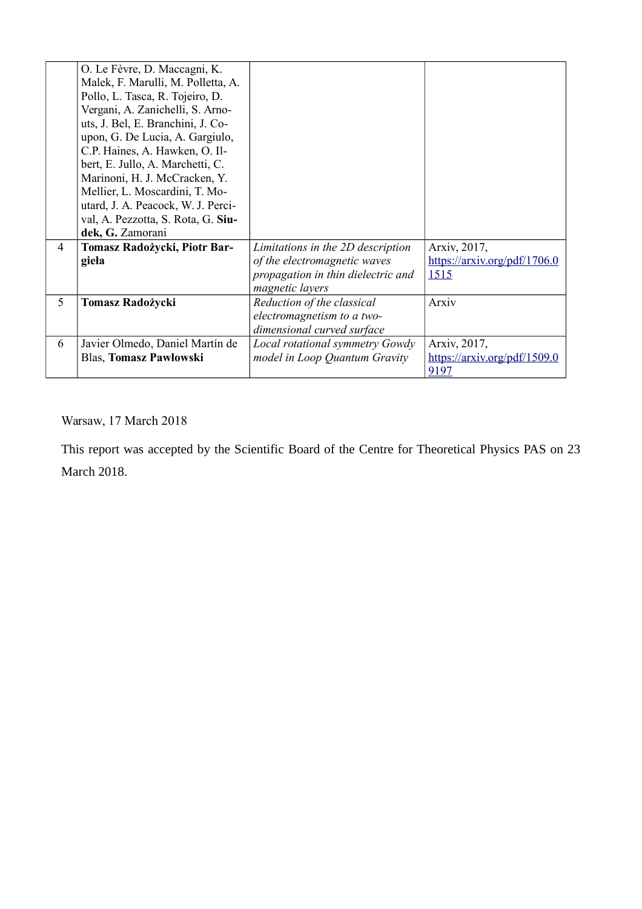| | | | |
|---|---|---|---|
| | O. Le Fèvre, D. Maccagni, K. Malek, F. Marulli, M. Polletta, A. Pollo, L. Tasca, R. Tojeiro, D. Vergani, A. Zanichelli, S. Arnouts, J. Bel, E. Branchini, J. Coupon, G. De Lucia, A. Gargiulo, C.P. Haines, A. Hawken, O. Ilbert, E. Jullo, A. Marchetti, C. Marinoni, H. J. McCracken, Y. Mellier, L. Moscardini, T. Moutard, J. A. Peacock, W. J. Percival, A. Pezzotta, S. Rota, G. **Siudek, G.** Zamorani | | |
| 4 | **Tomasz Radożycki, Piotr Bargieła** | *Limitations in the 2D description of the electromagnetic waves propagation in thin dielectric and magnetic layers* | Arxiv, 2017, https://arxiv.org/pdf/1706.01515 |
| 5 | **Tomasz Radożycki** | *Reduction of the classical electromagnetism to a two-dimensional curved surface* | Arxiv |
| 6 | Javier Olmedo, Daniel Martín de Blas, **Tomasz Pawłowski** | *Local rotational symmetry Gowdy model in Loop Quantum Gravity* | Arxiv, 2017, https://arxiv.org/pdf/1509.09197 |

Warsaw, 17 March 2018

This report was accepted by the Scientific Board of the Centre for Theoretical Physics PAS on 23 March 2018.